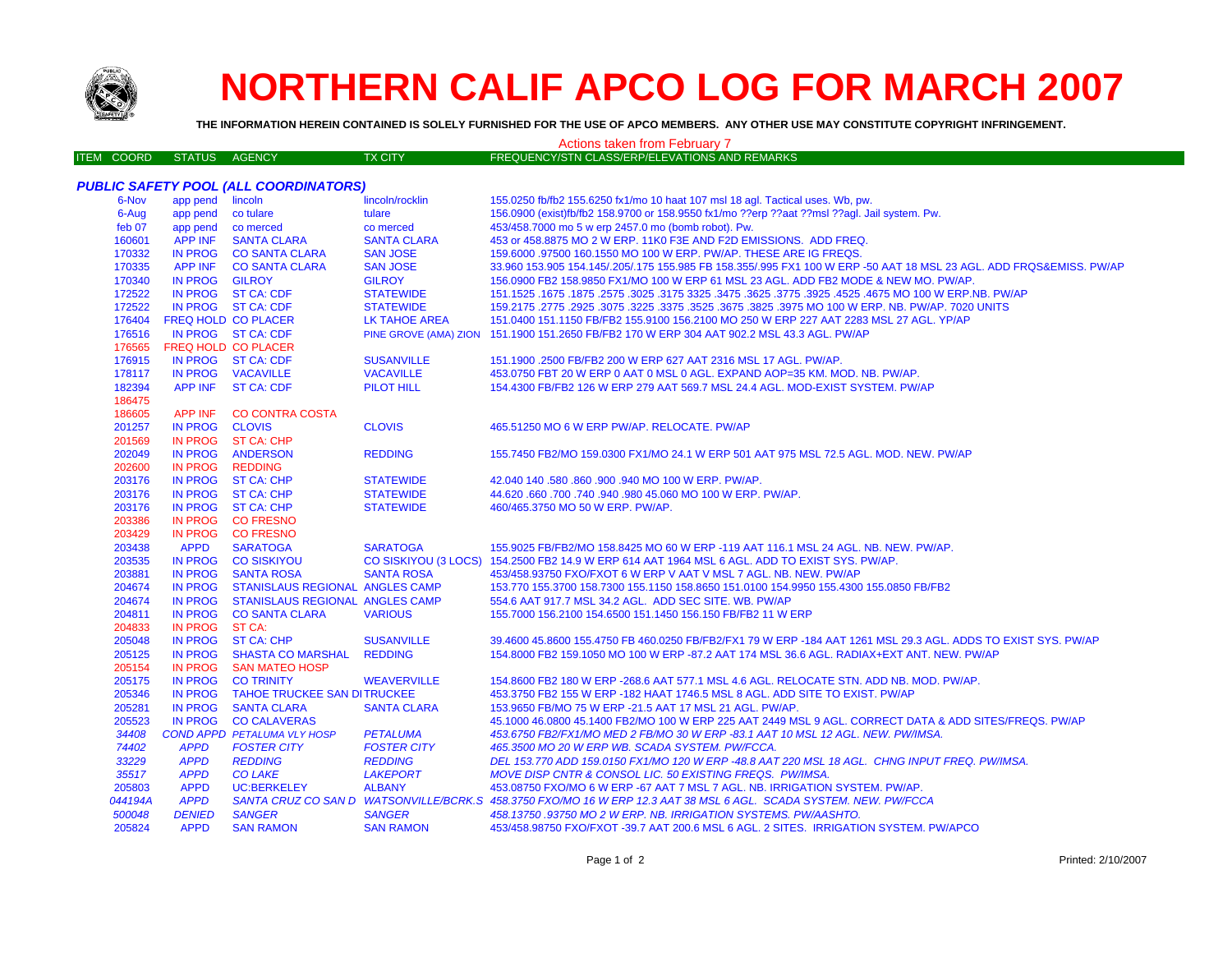# NORTHERN CALIF APCO LOG FOR MARCH 2007

**THE INFORMATION HEREIN CONTAINED IS SOLELY FURNISHED FOR THE USE OF APCO MEMBERS. ANY OTHER USE MAY CONSTITUTE COPYRIGHT INFRINGEMENT.**

Actions taken from February 7

| ITEM COORD | STATUS | AGENCY | TX CITY | FREQUENCY/STN CLASS/ERP/ELEVATIONS AND REMARKS |
|---|---|---|---|---|
| ***PUBLIC SAFETY POOL (ALL COORDINATORS)*** | | | | |
| 6-Nov | app pend | lincoln | lincoln/rocklin | 155.0250 fb/fb2 155.6250 fx1/mo 10 haat 107 msl 18 agl. Tactical uses. Wb, pw. |
| 6-Aug | app pend | co tulare | tulare | 156.0900 (exist)fb/fb2 158.9700 or 158.9550 fx1/mo ??erp ??aat ??msl ??agl. Jail system. Pw. |
| feb 07 | app pend | co merced | co merced | 453/458.7000 mo 5 w erp 2457.0 mo (bomb robot). Pw. |
| 160601 | APP INF | SANTA CLARA | SANTA CLARA | 453 or 458.8875 MO 2 W ERP. 11K0 F3E AND F2D EMISSIONS. ADD FREQ. |
| 170332 | IN PROG | CO SANTA CLARA | SAN JOSE | 159.6000 .97500 160.1550 MO 100 W ERP. PW/AP. THESE ARE IG FREQS. |
| 170335 | APP INF | CO SANTA CLARA | SAN JOSE | 33.960 153.905 154.145/.205/.175 155.985 FB 158.355/.995 FX1 100 W ERP -50 AAT 18 MSL 23 AGL. ADD FRQS&EMISS. PW/AP |
| 170340 | IN PROG | GILROY | GILROY | 156.0900 FB2 158.9850 FX1/MO 100 W ERP 61 MSL 23 AGL. ADD FB2 MODE & NEW MO. PW/AP. |
| 172522 | IN PROG | ST CA: CDF | STATEWIDE | 151.1525 .1675 .1875 .2575 .3025 .3175 3325 .3475 .3625 .3775 .3925 .4525 .4675 MO 100 W ERP.NB. PW/AP |
| 172522 | IN PROG | ST CA: CDF | STATEWIDE | 159.2175 .2775 .2925 .3075 .3225 .3375 .3525 .3675 .3825 .3975 MO 100 W ERP. NB. PW/AP. 7020 UNITS |
| 176404 | FREQ HOLD | CO PLACER | LK TAHOE AREA | 151.0400 151.1150 FB/FB2 155.9100 156.2100 MO 250 W ERP 227 AAT 2283 MSL 27 AGL. YP/AP |
| 176516 | IN PROG | ST CA: CDF | PINE GROVE (AMA) ZION | 151.1900 151.2650 FB/FB2 170 W ERP 304 AAT 902.2 MSL 43.3 AGL. PW/AP |
| 176565 | FREQ HOLD | CO PLACER | | |
| 176915 | IN PROG | ST CA: CDF | SUSANVILLE | 151.1900 .2500 FB/FB2 200 W ERP 627 AAT 2316 MSL 17 AGL. PW/AP. |
| 178117 | IN PROG | VACAVILLE | VACAVILLE | 453.0750 FBT 20 W ERP 0 AAT 0 MSL 0 AGL. EXPAND AOP=35 KM. MOD. NB. PW/AP. |
| 182394 | APP INF | ST CA: CDF | PILOT HILL | 154.4300 FB/FB2 126 W ERP 279 AAT 569.7 MSL 24.4 AGL. MOD-EXIST SYSTEM. PW/AP |
| 186475 | | | | |
| 186605 | APP INF | CO CONTRA COSTA | | |
| 201257 | IN PROG | CLOVIS | CLOVIS | 465.51250 MO 6 W ERP PW/AP. RELOCATE. PW/AP |
| 201569 | IN PROG | ST CA: CHP | | |
| 202049 | IN PROG | ANDERSON | REDDING | 155.7450 FB2/MO 159.0300 FX1/MO 24.1 W ERP 501 AAT 975 MSL 72.5 AGL. MOD. NEW. PW/AP |
| 202600 | IN PROG | REDDING | | |
| 203176 | IN PROG | ST CA: CHP | STATEWIDE | 42.040 140 .580 .860 .900 .940 MO 100 W ERP. PW/AP. |
| 203176 | IN PROG | ST CA: CHP | STATEWIDE | 44.620 .660 .700 .740 .940 .980 45.060 MO 100 W ERP. PW/AP. |
| 203176 | IN PROG | ST CA: CHP | STATEWIDE | 460/465.3750 MO 50 W ERP. PW/AP. |
| 203386 | IN PROG | CO FRESNO | | |
| 203429 | IN PROG | CO FRESNO | | |
| 203438 | APPD | SARATOGA | SARATOGA | 155.9025 FB/FB2/MO 158.8425 MO 60 W ERP -119 AAT 116.1 MSL 24 AGL. NB. NEW. PW/AP. |
| 203535 | IN PROG | CO SISKIYOU | CO SISKIYOU (3 LOCS) | 154.2500 FB2 14.9 W ERP 614 AAT 1964 MSL 6 AGL. ADD TO EXIST SYS. PW/AP. |
| 203881 | IN PROG | SANTA ROSA | SANTA ROSA | 453/458.93750 FXO/FXOT 6 W ERP V AAT V MSL 7 AGL. NB. NEW. PW/AP |
| 204674 | IN PROG | STANISLAUS REGIONAL | ANGLES CAMP | 153.770 155.3700 158.7300 155.1150 158.8650 151.0100 154.9950 155.4300 155.0850 FB/FB2 |
| 204674 | IN PROG | STANISLAUS REGIONAL | ANGLES CAMP | 554.6 AAT 917.7 MSL 34.2 AGL. ADD SEC SITE. WB. PW/AP |
| 204811 | IN PROG | CO SANTA CLARA | VARIOUS | 155.7000 156.2100 154.6500 151.1450 156.150 FB/FB2 11 W ERP |
| 204833 | IN PROG | ST CA: | | |
| 205048 | IN PROG | ST CA: CHP | SUSANVILLE | 39.4600 45.8600 155.4750 FB 460.0250 FB/FB2/FX1 79 W ERP -184 AAT 1261 MSL 29.3 AGL. ADDS TO EXIST SYS. PW/AP |
| 205125 | IN PROG | SHASTA CO MARSHAL | REDDING | 154.8000 FB2 159.1050 MO 100 W ERP -87.2 AAT 174 MSL 36.6 AGL. RADIAX+EXT ANT. NEW. PW/AP |
| 205154 | IN PROG | SAN MATEO HOSP | | |
| 205175 | IN PROG | CO TRINITY | WEAVERVILLE | 154.8600 FB2 180 W ERP -268.6 AAT 577.1 MSL 4.6 AGL. RELOCATE STN. ADD NB. MOD. PW/AP. |
| 205346 | IN PROG | TAHOE TRUCKEE SAN DI | TRUCKEE | 453.3750 FB2 155 W ERP -182 HAAT 1746.5 MSL 8 AGL. ADD SITE TO EXIST. PW/AP |
| 205281 | IN PROG | SANTA CLARA | SANTA CLARA | 153.9650 FB/MO 75 W ERP -21.5 AAT 17 MSL 21 AGL. PW/AP. |
| 205523 | IN PROG | CO CALAVERAS | | 45.1000 46.0800 45.1400 FB2/MO 100 W ERP 225 AAT 2449 MSL 9 AGL. CORRECT DATA & ADD SITES/FREQS. PW/AP |
| *34408* | *COND APPD* | *PETALUMA VLY HOSP* | *PETALUMA* | *453.6750 FB2/FX1/MO MED 2 FB/MO 30 W ERP -83.1 AAT 10 MSL 12 AGL. NEW. PW/IMSA.* |
| *74402* | *APPD* | *FOSTER CITY* | *FOSTER CITY* | *465.3500 MO 20 W ERP WB. SCADA SYSTEM. PW/FCCA.* |
| *33229* | *APPD* | *REDDING* | *REDDING* | *DEL 153.770 ADD 159.0150 FX1/MO 120 W ERP -48.8 AAT 220 MSL 18 AGL. CHNG INPUT FREQ. PW/IMSA.* |
| *35517* | *APPD* | *CO LAKE* | *LAKEPORT* | *MOVE DISP CNTR & CONSOL LIC. 50 EXISTING FREQS. PW/IMSA.* |
| 205803 | APPD | UC:BERKELEY | ALBANY | 453.08750 FXO/MO 6 W ERP -67 AAT 7 MSL 7 AGL. NB. IRRIGATION SYSTEM. PW/AP. |
| *044194A* | *APPD* | *SANTA CRUZ CO SAN D* | *WATSONVILLE/BCRK.S* | *458.3750 FXO/MO 16 W ERP 12.3 AAT 38 MSL 6 AGL. SCADA SYSTEM. NEW. PW/FCCA* |
| *500048* | *DENIED* | *SANGER* | *SANGER* | *458.13750 .93750 MO 2 W ERP. NB. IRRIGATION SYSTEMS. PW/AASHTO.* |
| 205824 | APPD | SAN RAMON | SAN RAMON | 453/458.98750 FXO/FXOT -39.7 AAT 200.6 MSL 6 AGL. 2 SITES. IRRIGATION SYSTEM. PW/APCO |

Printed: 2/10/2007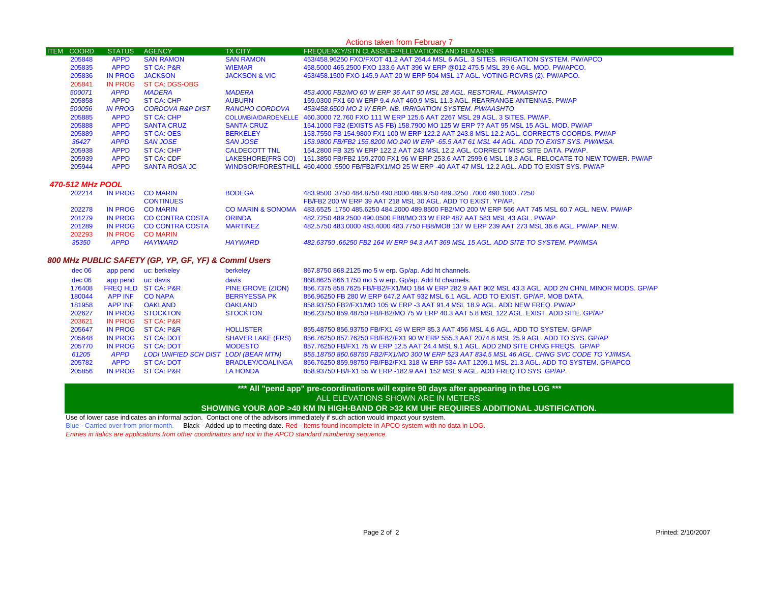Actions taken from February 7

| ITEM | COORD | STATUS | AGENCY | TX CITY | FREQUENCY/STN CLASS/ERP/ELEVATIONS AND REMARKS |
|---|---|---|---|---|---|
| | 205848 | APPD | SAN RAMON | SAN RAMON | 453/458.96250 FXO/FXOT 41.2 AAT 264.4 MSL 6 AGL. 3 SITES. IRRIGATION SYSTEM. PW/APCO |
| | 205835 | APPD | ST CA: P&R | WIEMAR | 458.5000 465.2500 FXO 133.6 AAT 396 W ERP @012 475.5 MSL 39.6 AGL. MOD. PW/APCO. |
| | 205836 | IN PROG | JACKSON | JACKSON & VIC | 453/458.1500 FXO 145.9 AAT 20 W ERP 504 MSL 17 AGL. VOTING RCVRS (2). PW/APCO. |
| | 205841 | IN PROG | ST CA: DGS-OBG | | |
| | *500071* | *APPD* | *MADERA* | *MADERA* | *453.4000 FB2/MO 60 W ERP 36 AAT 90 MSL 28 AGL. RESTORAL. PW/AASHTO* |
| | 205858 | APPD | ST CA: CHP | AUBURN | 159.0300 FX1 60 W ERP 9.4 AAT 460.9 MSL 11.3 AGL. REARRANGE ANTENNAS. PW/AP |
| | *500056* | *IN PROG* | *CORDOVA R&P DIST* | *RANCHO CORDOVA* | *453/458.6500 MO 2 W ERP. NB. IRRIGATION SYSTEM. PW/AASHTO* |
| | 205885 | APPD | ST CA: CHP | COLUMBIA/DARDENELLE | 460.3000 72.760 FXO 111 W ERP 125.6 AAT 2267 MSL 29 AGL. 3 SITES. PW/AP. |
| | 205888 | APPD | SANTA CRUZ | SANTA CRUZ | 154.1000 FB2 (EXISTS AS FB) 158.7900 MO 125 W ERP ?? AAT 95 MSL 15 AGL. MOD. PW/AP |
| | 205889 | APPD | ST CA: OES | BERKELEY | 153.7550 FB 154.9800 FX1 100 W ERP 122.2 AAT 243.8 MSL 12.2 AGL. CORRECTS COORDS. PW/AP |
| | *36427* | *APPD* | *SAN JOSE* | *SAN JOSE* | *153.9800 FB/FB2 155.8200 MO 240 W ERP -65.5 AAT 61 MSL 44 AGL. ADD TO EXIST SYS. PW/IMSA.* |
| | 205938 | APPD | ST CA: CHP | CALDECOTT TNL | 154.2800 FB 325 W ERP 122.2 AAT 243 MSL 12.2 AGL. CORRECT MISC SITE DATA. PW/AP. |
| | 205939 | APPD | ST CA: CDF | LAKESHORE(FRS CO) | 151.3850 FB/FB2 159.2700 FX1 96 W ERP 253.6 AAT 2599.6 MSL 18.3 AGL. RELOCATE TO NEW TOWER. PW/AP |
| | 205944 | APPD | SANTA ROSA JC | WINDSOR/FORESTHILL | 460.4000 .5500 FB/FB2/FX1/MO 25 W ERP -40 AAT 47 MSL 12.2 AGL. ADD TO EXIST SYS. PW/AP |

### *470-512 MHz POOL*

| | COORD | STATUS | AGENCY | TX CITY | FREQUENCY/STN CLASS/ERP/ELEVATIONS AND REMARKS |
|---|---|---|---|---|---|
| | 202214 | IN PROG | CO MARIN | BODEGA | 483.9500 .3750 484.8750 490.8000 488.9750 489.3250 .7000 490.1000 .7250 |
| | | | CONTINUES | | FB/FB2 200 W ERP 39 AAT 218 MSL 30 AGL. ADD TO EXIST. YP/AP. |
| | 202278 | IN PROG | CO MARIN | CO MARIN & SONOMA | 483.6525 .1750 485.6250 484.2000 489.8500 FB2/MO 200 W ERP 566 AAT 745 MSL 60.7 AGL. NEW. PW/AP |
| | 201279 | IN PROG | CO CONTRA COSTA | ORINDA | 482.7250 489.2500 490.0500 FB8/MO 33 W ERP 487 AAT 583 MSL 43 AGL. PW/AP |
| | 201289 | IN PROG | CO CONTRA COSTA | MARTINEZ | 482.5750 483.0000 483.4000 483.7750 FB8/MO8 137 W ERP 239 AAT 273 MSL 36.6 AGL. PW/AP. NEW. |
| | 202293 | IN PROG | CO MARIN | | |
| | *35350* | *APPD* | *HAYWARD* | *HAYWARD* | *482.63750 .66250 FB2 164 W ERP 94.3 AAT 369 MSL 15 AGL. ADD SITE TO SYSTEM. PW/IMSA* |

### *800 MHz PUBLIC SAFETY (GP, YP, GF, YF) & Comml Users*

| | COORD | STATUS | AGENCY | TX CITY | FREQUENCY/STN CLASS/ERP/ELEVATIONS AND REMARKS |
|---|---|---|---|---|---|
| | dec 06 | app pend | uc: berkeley | berkeley | 867.8750 868.2125 mo 5 w erp. Gp/ap. Add ht channels. |
| | dec 06 | app pend | uc: davis | davis | 868.8625 866.1750 mo 5 w erp. Gp/ap. Add ht channels. |
| | 176408 | FREQ HLD | ST CA: P&R | PINE GROVE (ZION) | 856.7375 858.7625 FB/FB2/FX1/MO 184 W ERP 282.9 AAT 902 MSL 43.3 AGL. ADD 2N CHNL MINOR MODS. GP/AP |
| | 180044 | APP INF | CO NAPA | BERRYESSA PK | 856.96250 FB 280 W ERP 647.2 AAT 932 MSL 6.1 AGL. ADD TO EXIST. GP/AP. MOB DATA. |
| | 181958 | APP INF | OAKLAND | OAKLAND | 858.93750 FB2/FX1/MO 105 W ERP -3 AAT 91.4 MSL 18.9 AGL. ADD NEW FREQ. PW/AP |
| | 202627 | IN PROG | STOCKTON | STOCKTON | 856.23750 859.48750 FB/FB2/MO 75 W ERP 40.3 AAT 5.8 MSL 122 AGL. EXIST. ADD SITE. GP/AP |
| | 203621 | IN PROG | ST CA: P&R | | |
| | 205647 | IN PROG | ST CA: P&R | HOLLISTER | 855.48750 856.93750 FB/FX1 49 W ERP 85.3 AAT 456 MSL 4.6 AGL. ADD TO SYSTEM. GP/AP |
| | 205648 | IN PROG | ST CA: DOT | SHAVER LAKE (FRS) | 856.76250 857.76250 FB/FB2/FX1 90 W ERP 555.3 AAT 2074.8 MSL 25.9 AGL. ADD TO SYS. GP/AP |
| | 205770 | IN PROG | ST CA: DOT | MODESTO | 857.76250 FB/FX1 75 W ERP 12.5 AAT 24.4 MSL 9.1 AGL. ADD 2ND SITE CHNG FREQS. GP/AP |
| | *61205* | *APPD* | *LODI UNIFIED SCH DIST* | *LODI (BEAR MTN)* | *855.18750 860.68750 FB2/FX1/MO 300 W ERP 523 AAT 834.5 MSL 46 AGL. CHNG SVC CODE TO YJ/IMSA.* |
| | 205782 | APPD | ST CA: DOT | BRADLEY/COALINGA | 856.76250 859.98750 FB/FB2/FX1 318 W ERP 534 AAT 1209.1 MSL 21.3 AGL. ADD TO SYSTEM. GP/APCO |
| | 205856 | IN PROG | ST CA: P&R | LA HONDA | 858.93750 FB/FX1 55 W ERP -182.9 AAT 152 MSL 9 AGL. ADD FREQ TO SYS. GP/AP. |

**\*\*\* All "pend app" pre-coordinations will expire 90 days after appearing in the LOG \*\*\***

ALL ELEVATIONS SHOWN ARE IN METERS.

**SHOWING YOUR AOP >40 KM IN HIGH-BAND OR >32 KM UHF REQUIRES ADDITIONAL JUSTIFICATION.**

Use of lower case indicates an informal action. Contact one of the advisors immediately if such action would impact your system.

Blue - Carried over from prior month. Black - Added up to meeting date. Red - Items found incomplete in APCO system with no data in LOG.

*Entries in italics are applications from other coordinators and not in the APCO standard numbering sequence.*

Printed: 2/10/2007